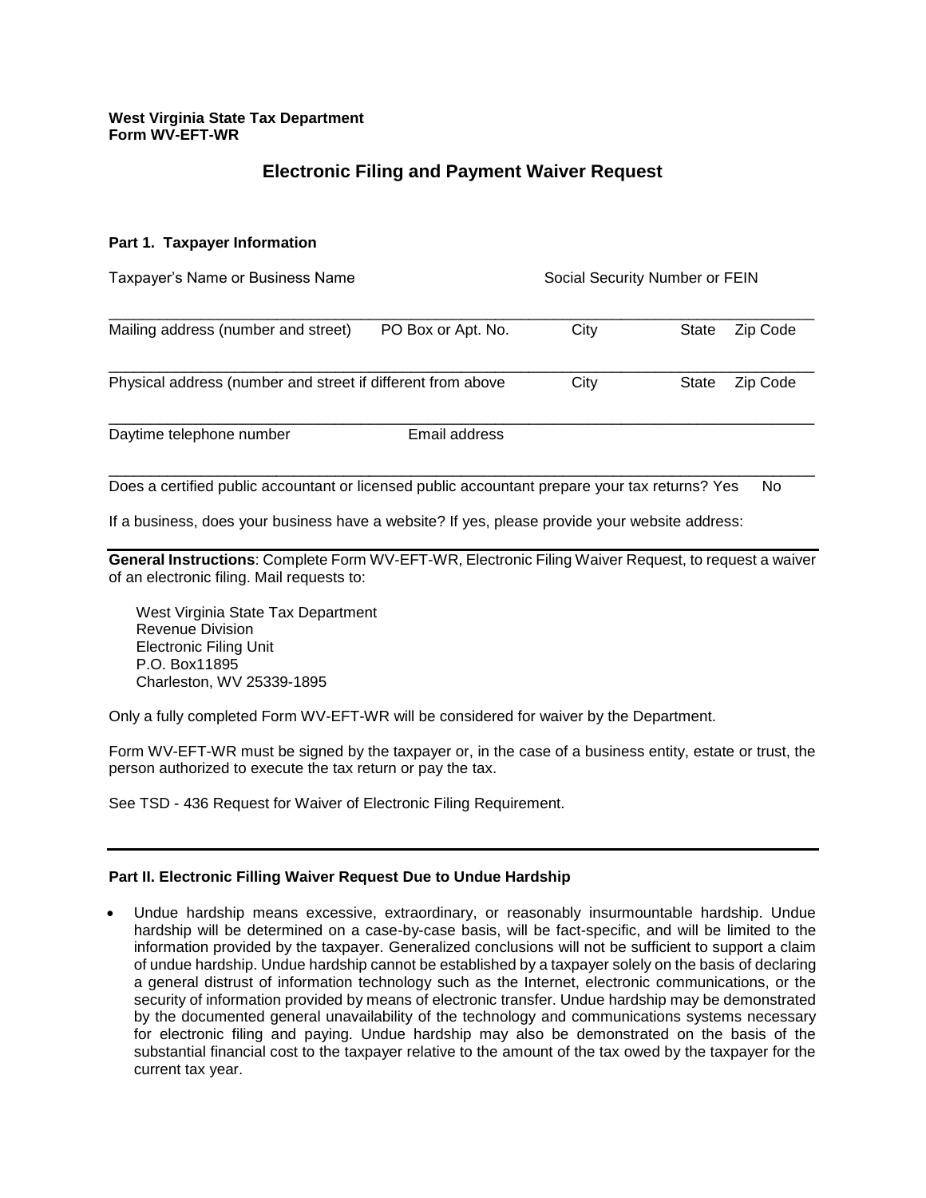**West Virginia State Tax Department**
**Form WV-EFT-WR**

# Electronic Filing and Payment Waiver Request

### Part 1. Taxpayer Information

Taxpayer's Name or Business Name                    Social Security Number or FEIN

_______________________________________________________________________________

Mailing address (number and street)    PO Box or Apt. No.    City    State    Zip Code

_______________________________________________________________________________

Physical address (number and street if different from above    City    State    Zip Code

_______________________________________________________________________________

Daytime telephone number    Email address

_______________________________________________________________________________

Does a certified public accountant or licensed public accountant prepare your tax returns? Yes    No

If a business, does your business have a website? If yes, please provide your website address:

---

**General Instructions**: Complete Form WV-EFT-WR, Electronic Filing Waiver Request, to request a waiver of an electronic filing. Mail requests to:

West Virginia State Tax Department
Revenue Division
Electronic Filing Unit
P.O. Box11895
Charleston, WV 25339-1895

Only a fully completed Form WV-EFT-WR will be considered for waiver by the Department.

Form WV-EFT-WR must be signed by the taxpayer or, in the case of a business entity, estate or trust, the person authorized to execute the tax return or pay the tax.

See TSD - 436 Request for Waiver of Electronic Filing Requirement.

---

### Part II. Electronic Filling Waiver Request Due to Undue Hardship

- Undue hardship means excessive, extraordinary, or reasonably insurmountable hardship. Undue hardship will be determined on a case-by-case basis, will be fact-specific, and will be limited to the information provided by the taxpayer. Generalized conclusions will not be sufficient to support a claim of undue hardship. Undue hardship cannot be established by a taxpayer solely on the basis of declaring a general distrust of information technology such as the Internet, electronic communications, or the security of information provided by means of electronic transfer. Undue hardship may be demonstrated by the documented general unavailability of the technology and communications systems necessary for electronic filing and paying. Undue hardship may also be demonstrated on the basis of the substantial financial cost to the taxpayer relative to the amount of the tax owed by the taxpayer for the current tax year.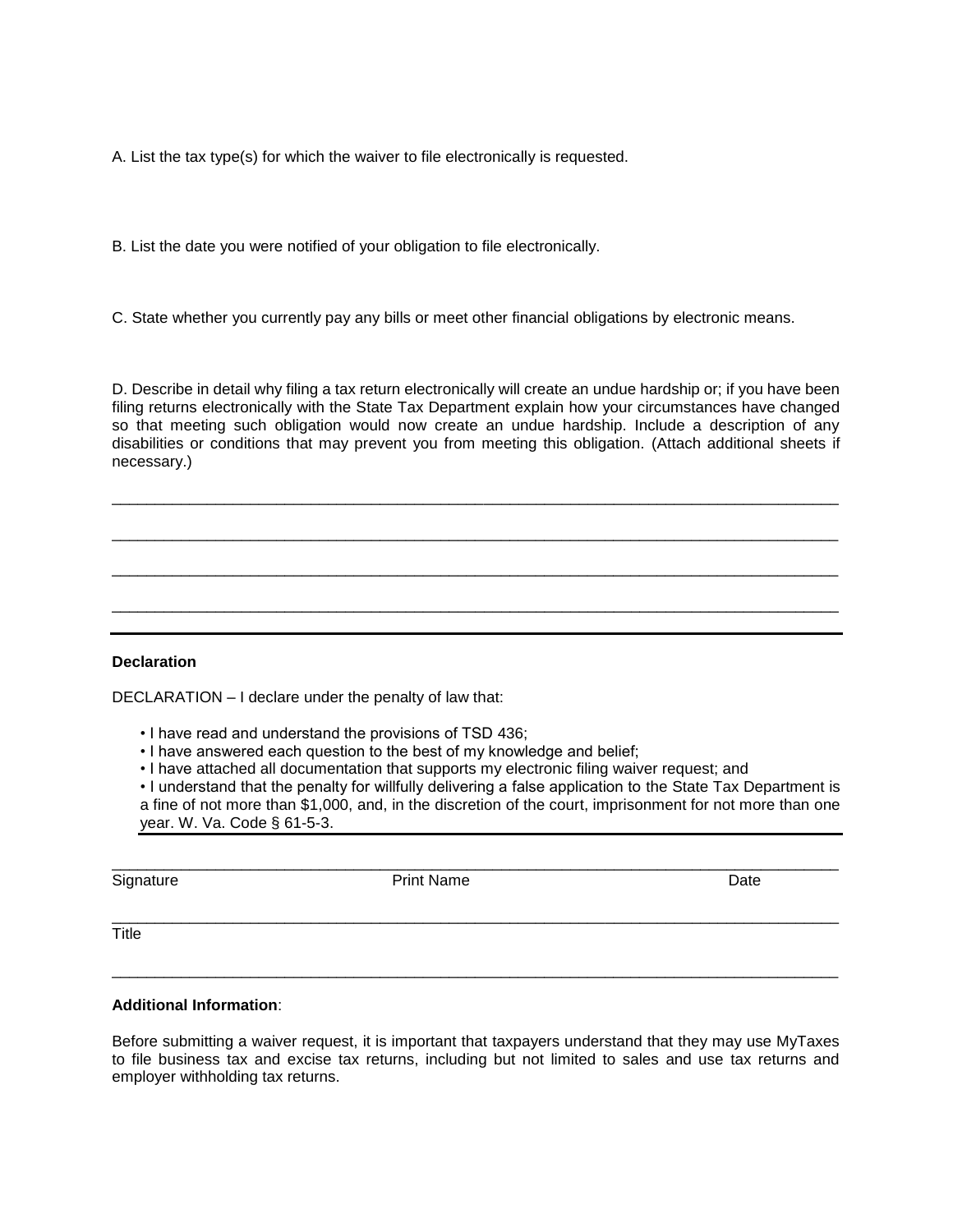A. List the tax type(s) for which the waiver to file electronically is requested.

B. List the date you were notified of your obligation to file electronically.

C. State whether you currently pay any bills or meet other financial obligations by electronic means.

D. Describe in detail why filing a tax return electronically will create an undue hardship or; if you have been filing returns electronically with the State Tax Department explain how your circumstances have changed so that meeting such obligation would now create an undue hardship. Include a description of any disabilities or conditions that may prevent you from meeting this obligation. (Attach additional sheets if necessary.)

\_\_\_\_\_\_\_\_\_\_\_\_\_\_\_\_\_\_\_\_\_\_\_\_\_\_\_\_\_\_\_\_\_\_\_\_\_\_\_\_\_\_\_\_\_\_\_\_\_\_\_\_\_\_\_\_\_\_\_\_\_\_\_\_\_\_\_\_\_\_\_\_\_\_\_\_\_\_

\_\_\_\_\_\_\_\_\_\_\_\_\_\_\_\_\_\_\_\_\_\_\_\_\_\_\_\_\_\_\_\_\_\_\_\_\_\_\_\_\_\_\_\_\_\_\_\_\_\_\_\_\_\_\_\_\_\_\_\_\_\_\_\_\_\_\_\_\_\_\_\_\_\_\_\_\_\_

\_\_\_\_\_\_\_\_\_\_\_\_\_\_\_\_\_\_\_\_\_\_\_\_\_\_\_\_\_\_\_\_\_\_\_\_\_\_\_\_\_\_\_\_\_\_\_\_\_\_\_\_\_\_\_\_\_\_\_\_\_\_\_\_\_\_\_\_\_\_\_\_\_\_\_\_\_\_

\_\_\_\_\_\_\_\_\_\_\_\_\_\_\_\_\_\_\_\_\_\_\_\_\_\_\_\_\_\_\_\_\_\_\_\_\_\_\_\_\_\_\_\_\_\_\_\_\_\_\_\_\_\_\_\_\_\_\_\_\_\_\_\_\_\_\_\_\_\_\_\_\_\_\_\_\_\_

**Declaration**

DECLARATION – I declare under the penalty of law that:

- I have read and understand the provisions of TSD 436;
- I have answered each question to the best of my knowledge and belief;
- I have attached all documentation that supports my electronic filing waiver request; and
- I understand that the penalty for willfully delivering a false application to the State Tax Department is a fine of not more than $1,000, and, in the discretion of the court, imprisonment for not more than one year. W. Va. Code § 61-5-3.

\_\_\_\_\_\_\_\_\_\_\_\_\_\_\_\_\_\_\_\_\_\_\_\_\_\_\_\_\_\_\_\_\_\_\_\_\_\_\_\_\_\_\_\_\_\_\_\_\_\_\_\_\_\_\_\_\_\_\_\_\_\_\_\_\_\_\_\_\_\_\_\_\_\_\_\_\_\_

Signature Print Name Date

\_\_\_\_\_\_\_\_\_\_\_\_\_\_\_\_\_\_\_\_\_\_\_\_\_\_\_\_\_\_\_\_\_\_\_\_\_\_\_\_\_\_\_\_\_\_\_\_\_\_\_\_\_\_\_\_\_\_\_\_\_\_\_\_\_\_\_\_\_\_\_\_\_\_\_\_\_\_

Title

\_\_\_\_\_\_\_\_\_\_\_\_\_\_\_\_\_\_\_\_\_\_\_\_\_\_\_\_\_\_\_\_\_\_\_\_\_\_\_\_\_\_\_\_\_\_\_\_\_\_\_\_\_\_\_\_\_\_\_\_\_\_\_\_\_\_\_\_\_\_\_\_\_\_\_\_\_\_

**Additional Information**:

Before submitting a waiver request, it is important that taxpayers understand that they may use MyTaxes to file business tax and excise tax returns, including but not limited to sales and use tax returns and employer withholding tax returns.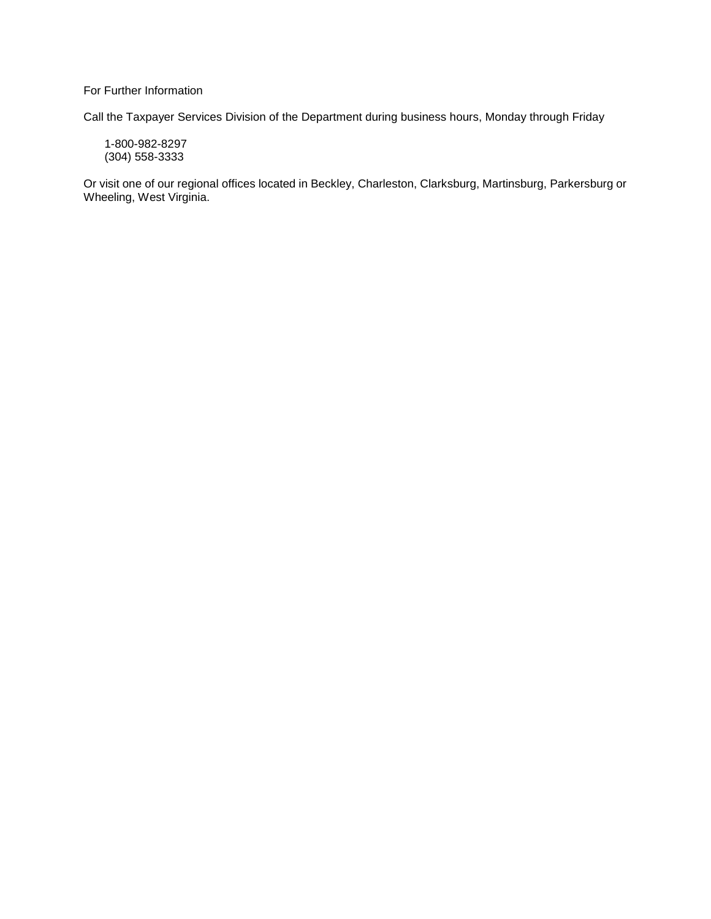For Further Information

Call the Taxpayer Services Division of the Department during business hours, Monday through Friday

1-800-982-8297
(304) 558-3333

Or visit one of our regional offices located in Beckley, Charleston, Clarksburg, Martinsburg, Parkersburg or Wheeling, West Virginia.